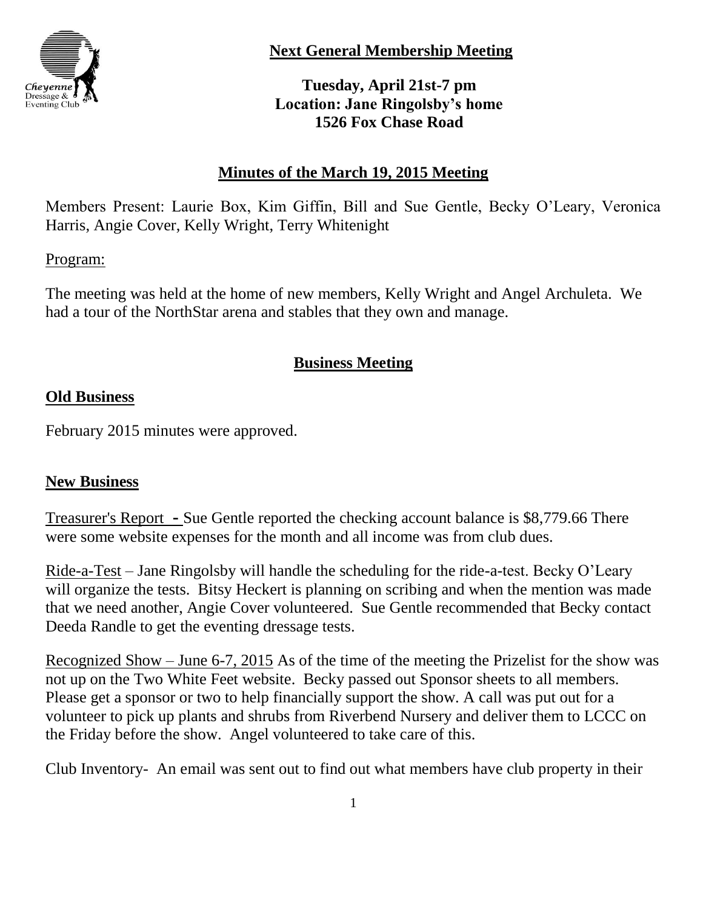**Next General Membership Meeting**

**Tuesday, April 21st-7 pm**
**Location: Jane Ringolsby's home**
**1526 Fox Chase Road**

## Minutes of the March 19, 2015 Meeting

Members Present: Laurie Box, Kim Giffin, Bill and Sue Gentle, Becky O'Leary, Veronica Harris, Angie Cover, Kelly Wright, Terry Whitenight

Program:

The meeting was held at the home of new members, Kelly Wright and Angel Archuleta. We had a tour of the NorthStar arena and stables that they own and manage.

## Business Meeting

### Old Business

February 2015 minutes were approved.

### New Business

Treasurer's Report - Sue Gentle reported the checking account balance is $8,779.66 There were some website expenses for the month and all income was from club dues.

Ride-a-Test – Jane Ringolsby will handle the scheduling for the ride-a-test. Becky O'Leary will organize the tests. Bitsy Heckert is planning on scribing and when the mention was made that we need another, Angie Cover volunteered. Sue Gentle recommended that Becky contact Deeda Randle to get the eventing dressage tests.

Recognized Show – June 6-7, 2015 As of the time of the meeting the Prizelist for the show was not up on the Two White Feet website. Becky passed out Sponsor sheets to all members. Please get a sponsor or two to help financially support the show. A call was put out for a volunteer to pick up plants and shrubs from Riverbend Nursery and deliver them to LCCC on the Friday before the show. Angel volunteered to take care of this.

Club Inventory- An email was sent out to find out what members have club property in their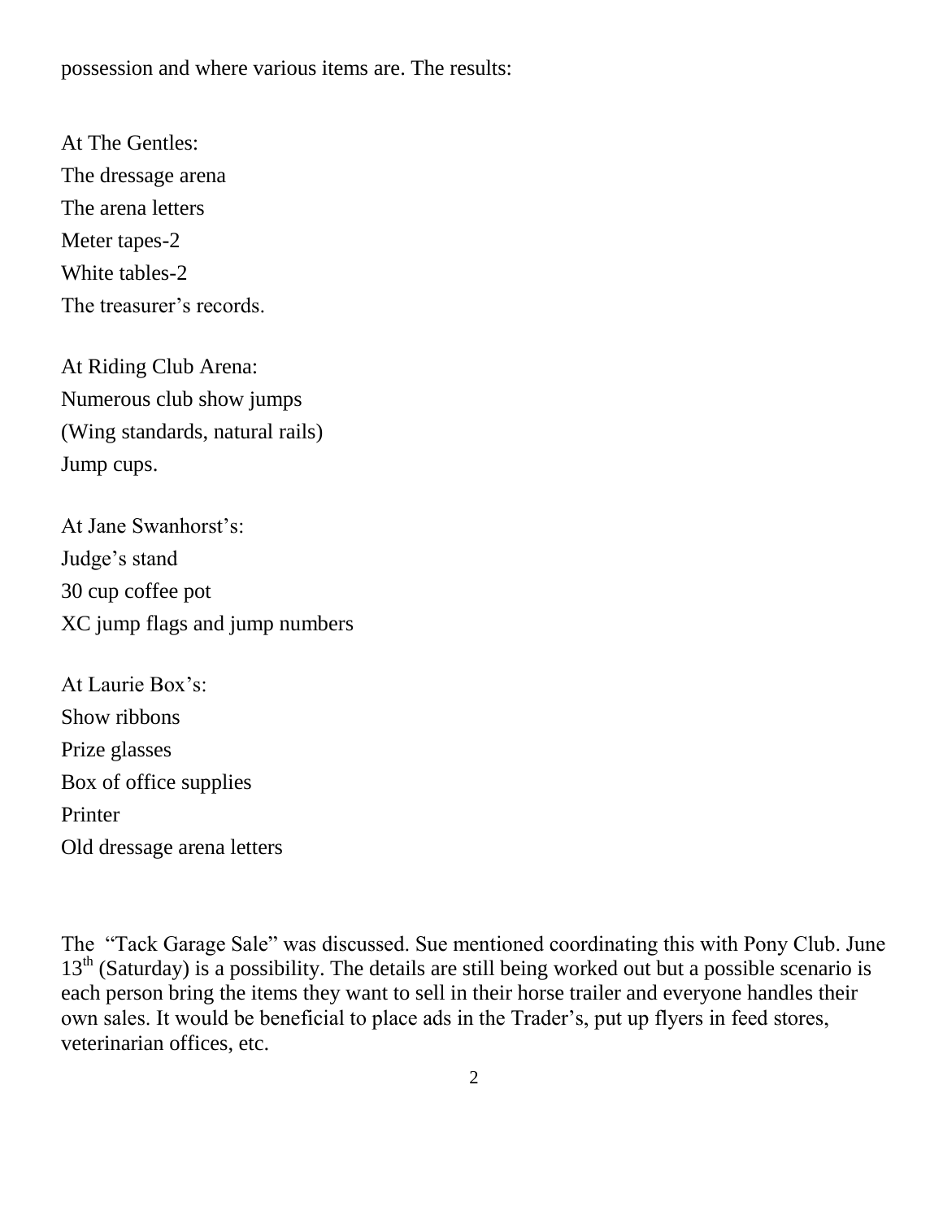possession and where various items are. The results:

At The Gentles:
The dressage arena
The arena letters
Meter tapes-2
White tables-2
The treasurer's records.

At Riding Club Arena:
Numerous club show jumps
(Wing standards, natural rails)
Jump cups.

At Jane Swanhorst's:
Judge's stand
30 cup coffee pot
XC jump flags and jump numbers

At Laurie Box's:
Show ribbons
Prize glasses
Box of office supplies
Printer
Old dressage arena letters

The "Tack Garage Sale" was discussed. Sue mentioned coordinating this with Pony Club. June 13th (Saturday) is a possibility. The details are still being worked out but a possible scenario is each person bring the items they want to sell in their horse trailer and everyone handles their own sales. It would be beneficial to place ads in the Trader's, put up flyers in feed stores, veterinarian offices, etc.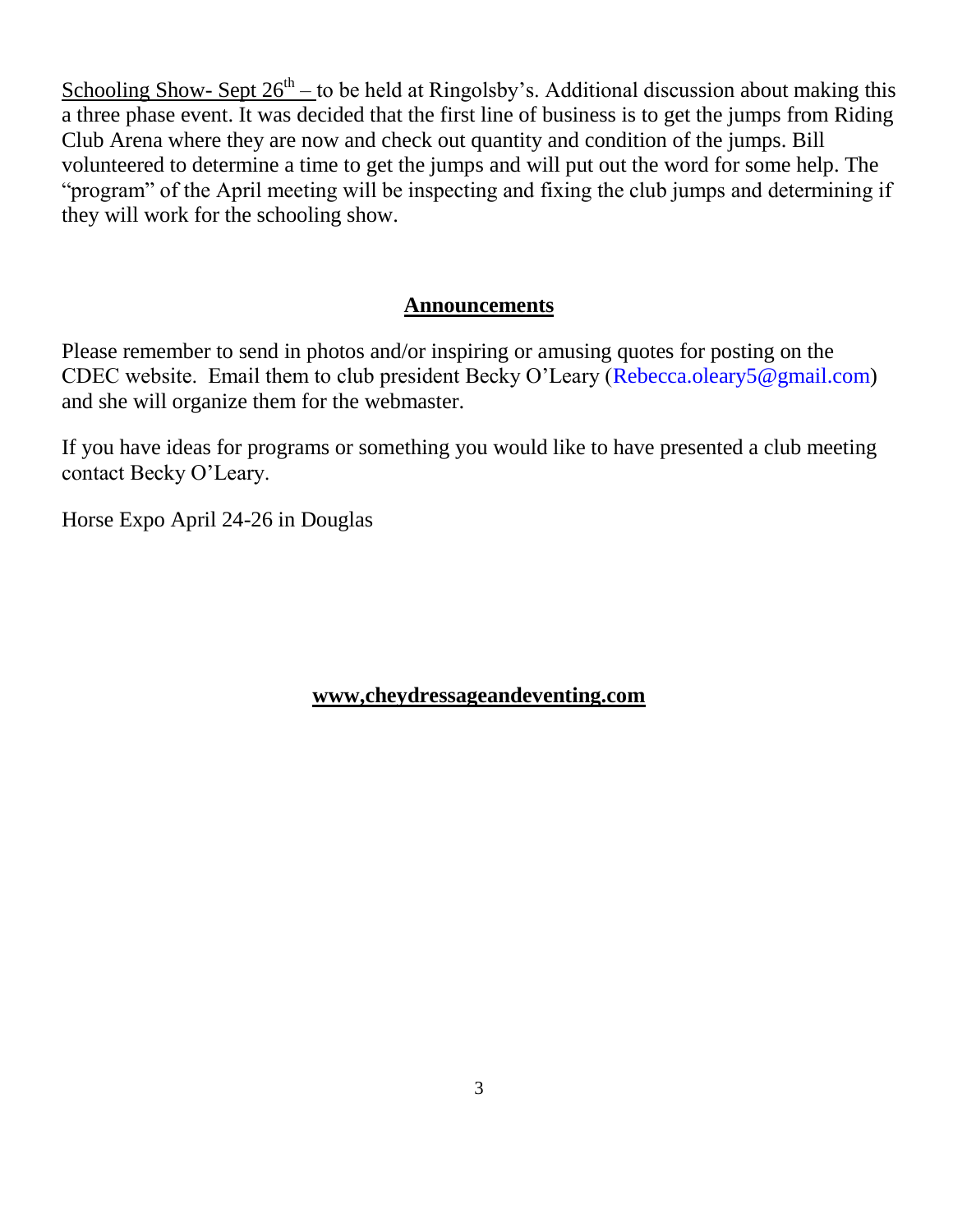Schooling Show- Sept 26th – to be held at Ringolsby's. Additional discussion about making this a three phase event. It was decided that the first line of business is to get the jumps from Riding Club Arena where they are now and check out quantity and condition of the jumps. Bill volunteered to determine a time to get the jumps and will put out the word for some help. The "program" of the April meeting will be inspecting and fixing the club jumps and determining if they will work for the schooling show.

## Announcements

Please remember to send in photos and/or inspiring or amusing quotes for posting on the CDEC website. Email them to club president Becky O'Leary (Rebecca.oleary5@gmail.com) and she will organize them for the webmaster.

If you have ideas for programs or something you would like to have presented a club meeting contact Becky O'Leary.

Horse Expo April 24-26 in Douglas

**www,cheydressageandeventing.com**